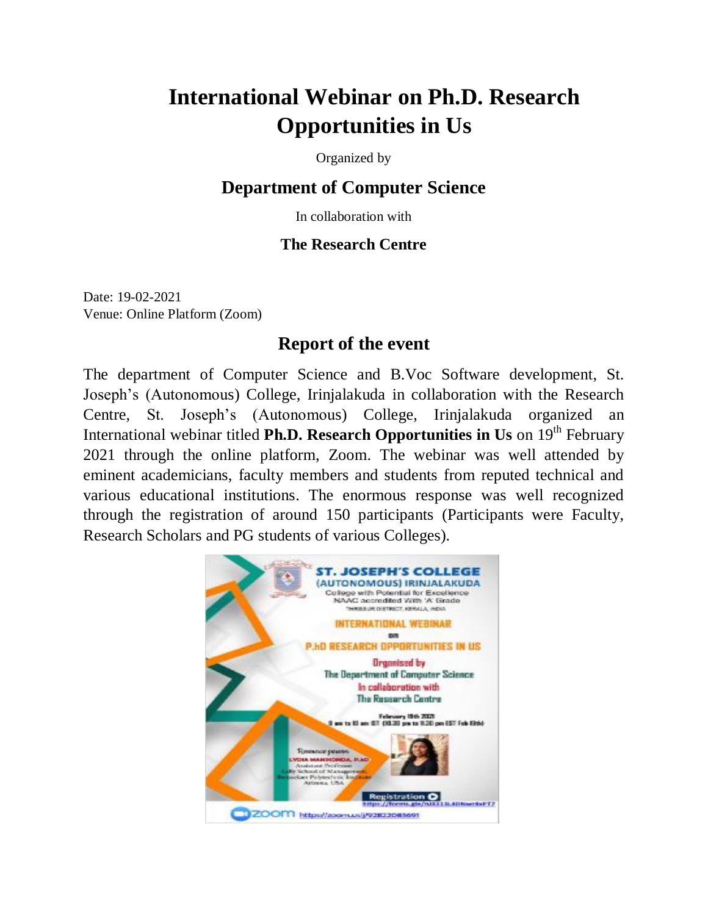# International Webinar on Ph.D. Research Opportunities in Us

Organized by

## Department of Computer Science

In collaboration with

### The Research Centre

Date: 19-02-2021
Venue: Online Platform (Zoom)

## Report of the event

The department of Computer Science and B.Voc Software development, St. Joseph's (Autonomous) College, Irinjalakuda in collaboration with the Research Centre, St. Joseph's (Autonomous) College, Irinjalakuda organized an International webinar titled **Ph.D. Research Opportunities in Us** on 19th February 2021 through the online platform, Zoom. The webinar was well attended by eminent academicians, faculty members and students from reputed technical and various educational institutions. The enormous response was well recognized through the registration of around 150 participants (Participants were Faculty, Research Scholars and PG students of various Colleges).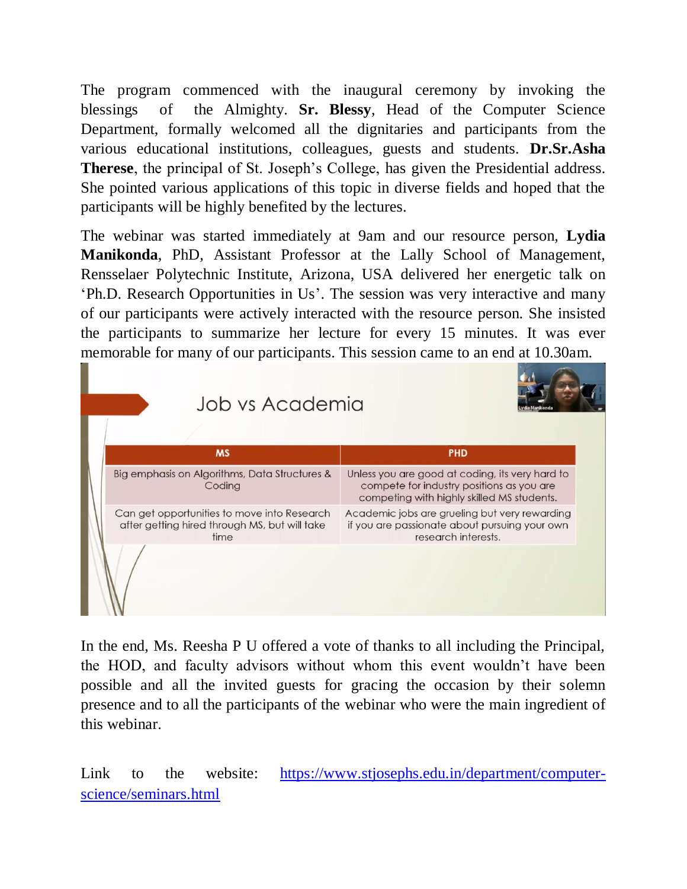The program commenced with the inaugural ceremony by invoking the blessings of the Almighty. **Sr. Blessy**, Head of the Computer Science Department, formally welcomed all the dignitaries and participants from the various educational institutions, colleagues, guests and students. **Dr.Sr.Asha Therese**, the principal of St. Joseph's College, has given the Presidential address. She pointed various applications of this topic in diverse fields and hoped that the participants will be highly benefited by the lectures.

The webinar was started immediately at 9am and our resource person, **Lydia Manikonda**, PhD, Assistant Professor at the Lally School of Management, Rensselaer Polytechnic Institute, Arizona, USA delivered her energetic talk on 'Ph.D. Research Opportunities in Us'. The session was very interactive and many of our participants were actively interacted with the resource person. She insisted the participants to summarize her lecture for every 15 minutes. It was ever memorable for many of our participants. This session came to an end at 10.30am.

Job vs Academia

| MS | PHD |
| --- | --- |
| Big emphasis on Algorithms, Data Structures & Coding | Unless you are good at coding, its very hard to compete for industry positions as you are competing with highly skilled MS students. |
| Can get opportunities to move into Research after getting hired through MS, but will take time | Academic jobs are grueling but very rewarding if you are passionate about pursuing your own research interests. |

In the end, Ms. Reesha P U offered a vote of thanks to all including the Principal, the HOD, and faculty advisors without whom this event wouldn't have been possible and all the invited guests for gracing the occasion by their solemn presence and to all the participants of the webinar who were the main ingredient of this webinar.

Link to the website: [https://www.stjosephs.edu.in/department/computer-science/seminars.html](https://www.stjosephs.edu.in/department/computer-science/seminars.html)